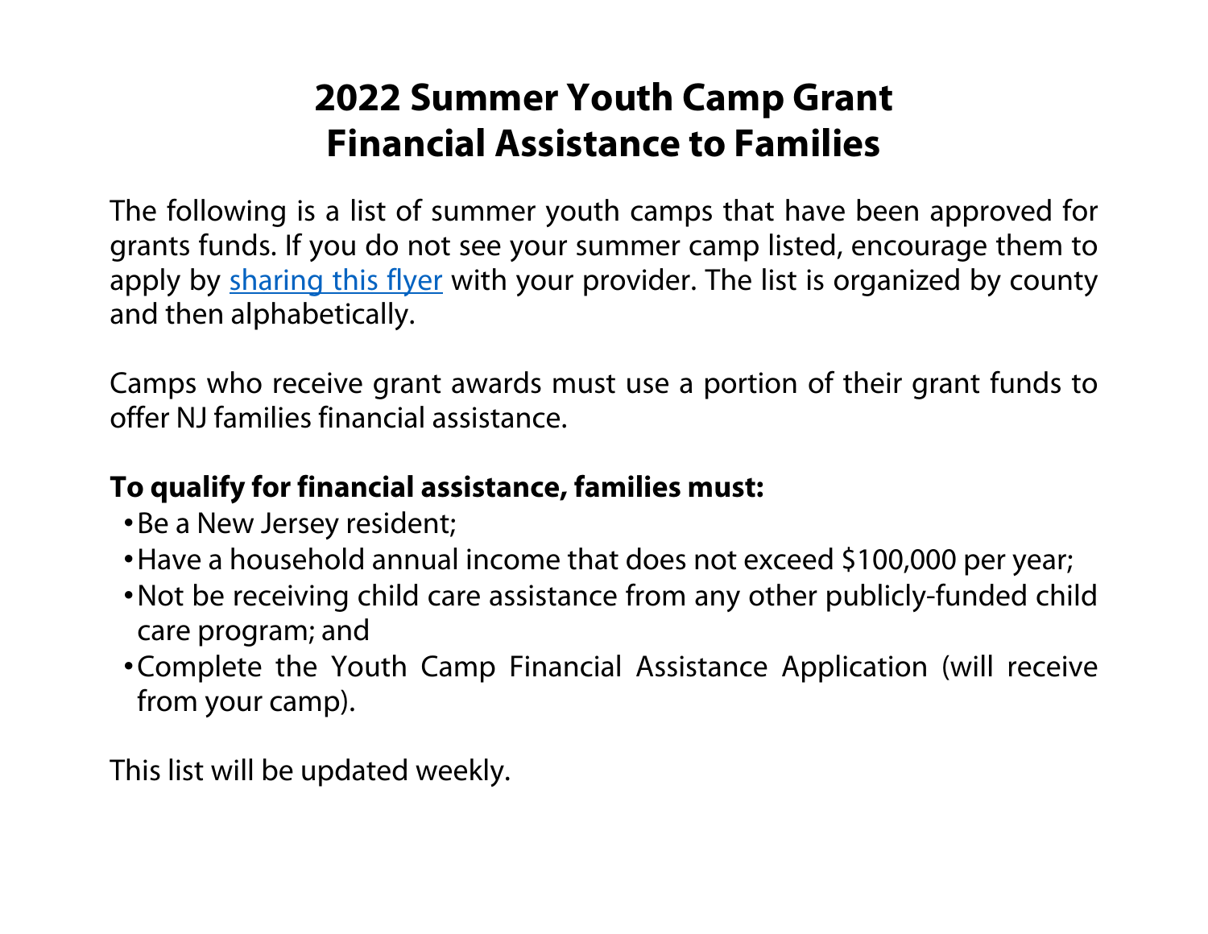# 2022 Summer Youth Camp Grant
# Financial Assistance to Families

The following is a list of summer youth camps that have been approved for grants funds. If you do not see your summer camp listed, encourage them to apply by sharing this flyer with your provider. The list is organized by county and then alphabetically.

Camps who receive grant awards must use a portion of their grant funds to offer NJ families financial assistance.

**To qualify for financial assistance, families must:**

- Be a New Jersey resident;
- Have a household annual income that does not exceed $100,000 per year;
- Not be receiving child care assistance from any other publicly-funded child care program; and
- Complete the Youth Camp Financial Assistance Application (will receive from your camp).

This list will be updated weekly.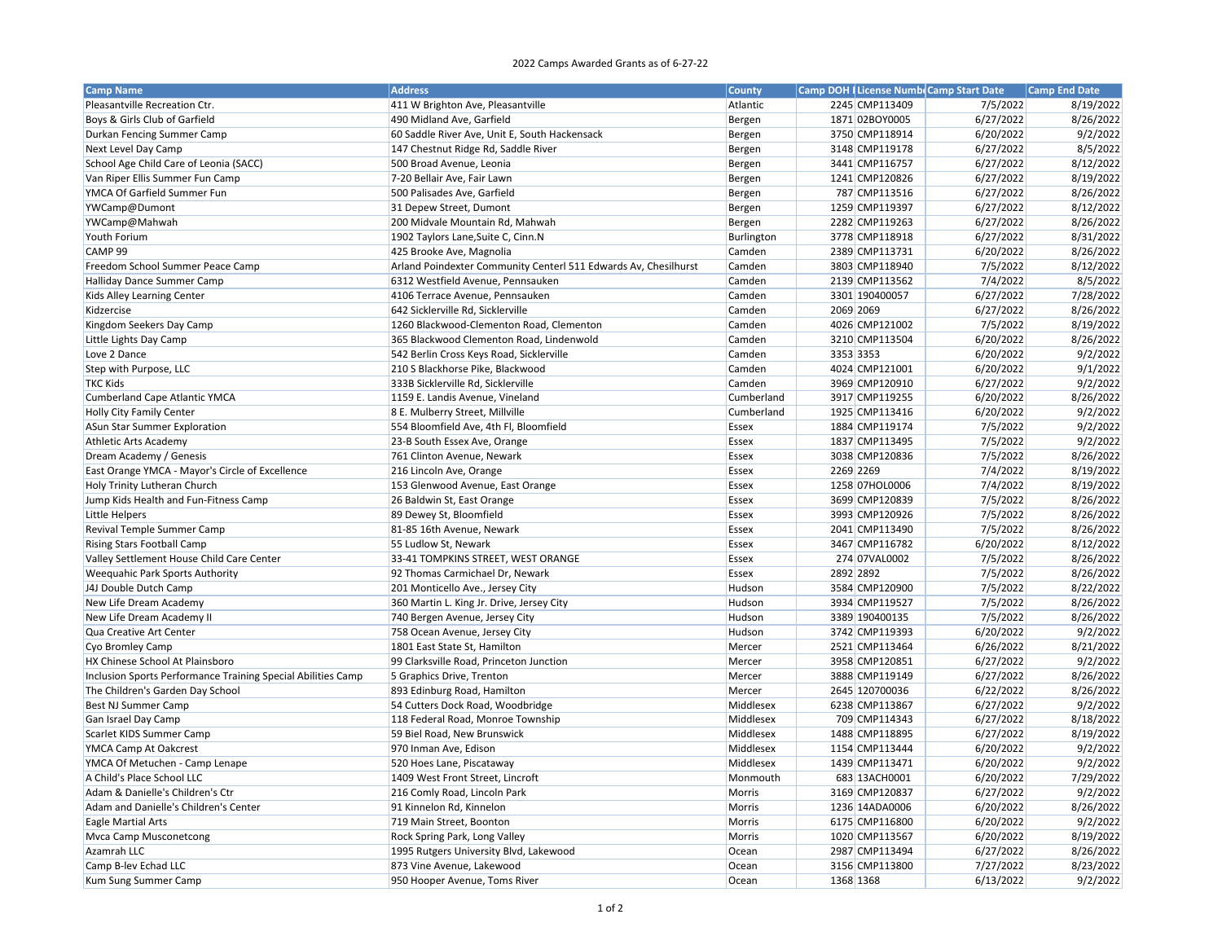2022 Camps Awarded Grants as of 6-27-22

| Camp Name | Address | County | Camp DOH I | License Numb | Camp Start Date | Camp End Date |
|---|---|---|---|---|---|---|
| Pleasantville Recreation Ctr. | 411 W Brighton Ave, Pleasantville | Atlantic | 2245 | CMP113409 | 7/5/2022 | 8/19/2022 |
| Boys & Girls Club of Garfield | 490 Midland Ave, Garfield | Bergen | 1871 | 02BOY0005 | 6/27/2022 | 8/26/2022 |
| Durkan Fencing Summer Camp | 60 Saddle River Ave, Unit E, South Hackensack | Bergen | 3750 | CMP118914 | 6/20/2022 | 9/2/2022 |
| Next Level Day Camp | 147 Chestnut Ridge Rd, Saddle River | Bergen | 3148 | CMP119178 | 6/27/2022 | 8/5/2022 |
| School Age Child Care of Leonia (SACC) | 500 Broad Avenue, Leonia | Bergen | 3441 | CMP116757 | 6/27/2022 | 8/12/2022 |
| Van Riper Ellis Summer Fun Camp | 7-20 Bellair Ave, Fair Lawn | Bergen | 1241 | CMP120826 | 6/27/2022 | 8/19/2022 |
| YMCA Of Garfield Summer Fun | 500 Palisades Ave, Garfield | Bergen | 787 | CMP113516 | 6/27/2022 | 8/26/2022 |
| YWCamp@Dumont | 31 Depew Street, Dumont | Bergen | 1259 | CMP119397 | 6/27/2022 | 8/12/2022 |
| YWCamp@Mahwah | 200 Midvale Mountain Rd, Mahwah | Bergen | 2282 | CMP119263 | 6/27/2022 | 8/26/2022 |
| Youth Forium | 1902 Taylors Lane,Suite C, Cinn.N | Burlington | 3778 | CMP118918 | 6/27/2022 | 8/31/2022 |
| CAMP 99 | 425 Brooke Ave, Magnolia | Camden | 2389 | CMP113731 | 6/20/2022 | 8/26/2022 |
| Freedom School Summer Peace Camp | Arland Poindexter Community Centerl 511 Edwards Av, Chesilhurst | Camden | 3803 | CMP118940 | 7/5/2022 | 8/12/2022 |
| Halliday Dance Summer Camp | 6312 Westfield Avenue, Pennsauken | Camden | 2139 | CMP113562 | 7/4/2022 | 8/5/2022 |
| Kids Alley Learning Center | 4106 Terrace Avenue, Pennsauken | Camden | 3301 | 190400057 | 6/27/2022 | 7/28/2022 |
| Kidzercise | 642 Sicklerville Rd, Sicklerville | Camden | 2069 | 2069 | 6/27/2022 | 8/26/2022 |
| Kingdom Seekers Day Camp | 1260 Blackwood-Clementon Road, Clementon | Camden | 4026 | CMP121002 | 7/5/2022 | 8/19/2022 |
| Little Lights Day Camp | 365 Blackwood Clementon Road, Lindenwold | Camden | 3210 | CMP113504 | 6/20/2022 | 8/26/2022 |
| Love 2 Dance | 542 Berlin Cross Keys Road, Sicklerville | Camden | 3353 | 3353 | 6/20/2022 | 9/2/2022 |
| Step with Purpose, LLC | 210 S Blackhorse Pike, Blackwood | Camden | 4024 | CMP121001 | 6/20/2022 | 9/1/2022 |
| TKC Kids | 333B Sicklerville Rd, Sicklerville | Camden | 3969 | CMP120910 | 6/27/2022 | 9/2/2022 |
| Cumberland Cape Atlantic YMCA | 1159 E. Landis Avenue, Vineland | Cumberland | 3917 | CMP119255 | 6/20/2022 | 8/26/2022 |
| Holly City Family Center | 8 E. Mulberry Street, Millville | Cumberland | 1925 | CMP113416 | 6/20/2022 | 9/2/2022 |
| ASun Star Summer Exploration | 554 Bloomfield Ave, 4th Fl, Bloomfield | Essex | 1884 | CMP119174 | 7/5/2022 | 9/2/2022 |
| Athletic Arts Academy | 23-B South Essex Ave, Orange | Essex | 1837 | CMP113495 | 7/5/2022 | 9/2/2022 |
| Dream Academy / Genesis | 761 Clinton Avenue, Newark | Essex | 3038 | CMP120836 | 7/5/2022 | 8/26/2022 |
| East Orange YMCA - Mayor's Circle of Excellence | 216 Lincoln Ave, Orange | Essex | 2269 | 2269 | 7/4/2022 | 8/19/2022 |
| Holy Trinity Lutheran Church | 153 Glenwood Avenue, East Orange | Essex | 1258 | 07HOL0006 | 7/4/2022 | 8/19/2022 |
| Jump Kids Health and Fun-Fitness Camp | 26 Baldwin St, East Orange | Essex | 3699 | CMP120839 | 7/5/2022 | 8/26/2022 |
| Little Helpers | 89 Dewey St, Bloomfield | Essex | 3993 | CMP120926 | 7/5/2022 | 8/26/2022 |
| Revival Temple Summer Camp | 81-85 16th Avenue, Newark | Essex | 2041 | CMP113490 | 7/5/2022 | 8/26/2022 |
| Rising Stars Football Camp | 55 Ludlow St, Newark | Essex | 3467 | CMP116782 | 6/20/2022 | 8/12/2022 |
| Valley Settlement House Child Care Center | 33-41 TOMPKINS STREET, WEST ORANGE | Essex | 274 | 07VAL0002 | 7/5/2022 | 8/26/2022 |
| Weequahic Park Sports Authority | 92 Thomas Carmichael Dr, Newark | Essex | 2892 | 2892 | 7/5/2022 | 8/26/2022 |
| J4J Double Dutch Camp | 201 Monticello Ave., Jersey City | Hudson | 3584 | CMP120900 | 7/5/2022 | 8/22/2022 |
| New Life Dream Academy | 360 Martin L. King Jr. Drive, Jersey City | Hudson | 3934 | CMP119527 | 7/5/2022 | 8/26/2022 |
| New Life Dream Academy II | 740 Bergen Avenue, Jersey City | Hudson | 3389 | 190400135 | 7/5/2022 | 8/26/2022 |
| Qua Creative Art Center | 758 Ocean Avenue, Jersey City | Hudson | 3742 | CMP119393 | 6/20/2022 | 9/2/2022 |
| Cyo Bromley Camp | 1801 East State St, Hamilton | Mercer | 2521 | CMP113464 | 6/26/2022 | 8/21/2022 |
| HX Chinese School At Plainsboro | 99 Clarksville Road, Princeton Junction | Mercer | 3958 | CMP120851 | 6/27/2022 | 9/2/2022 |
| Inclusion Sports Performance Training Special Abilities Camp | 5 Graphics Drive, Trenton | Mercer | 3888 | CMP119149 | 6/27/2022 | 8/26/2022 |
| The Children's Garden Day School | 893 Edinburg Road, Hamilton | Mercer | 2645 | 120700036 | 6/22/2022 | 8/26/2022 |
| Best NJ Summer Camp | 54 Cutters Dock Road, Woodbridge | Middlesex | 6238 | CMP113867 | 6/27/2022 | 9/2/2022 |
| Gan Israel Day Camp | 118 Federal Road, Monroe Township | Middlesex | 709 | CMP114343 | 6/27/2022 | 8/18/2022 |
| Scarlet KIDS Summer Camp | 59 Biel Road, New Brunswick | Middlesex | 1488 | CMP118895 | 6/27/2022 | 8/19/2022 |
| YMCA Camp At Oakcrest | 970 Inman Ave, Edison | Middlesex | 1154 | CMP113444 | 6/20/2022 | 9/2/2022 |
| YMCA Of Metuchen - Camp Lenape | 520 Hoes Lane, Piscataway | Middlesex | 1439 | CMP113471 | 6/20/2022 | 9/2/2022 |
| A Child's Place School LLC | 1409 West Front Street, Lincroft | Monmouth | 683 | 13ACH0001 | 6/20/2022 | 7/29/2022 |
| Adam & Danielle's Children's Ctr | 216 Comly Road, Lincoln Park | Morris | 3169 | CMP120837 | 6/27/2022 | 9/2/2022 |
| Adam and Danielle's Children's Center | 91 Kinnelon Rd, Kinnelon | Morris | 1236 | 14ADA0006 | 6/20/2022 | 8/26/2022 |
| Eagle Martial Arts | 719 Main Street, Boonton | Morris | 6175 | CMP116800 | 6/20/2022 | 9/2/2022 |
| Mvca Camp Musconetcong | Rock Spring Park, Long Valley | Morris | 1020 | CMP113567 | 6/20/2022 | 8/19/2022 |
| Azamrah LLC | 1995 Rutgers University Blvd, Lakewood | Ocean | 2987 | CMP113494 | 6/27/2022 | 8/26/2022 |
| Camp B-lev Echad LLC | 873 Vine Avenue, Lakewood | Ocean | 3156 | CMP113800 | 7/27/2022 | 8/23/2022 |
| Kum Sung Summer Camp | 950 Hooper Avenue, Toms River | Ocean | 1368 | 1368 | 6/13/2022 | 9/2/2022 |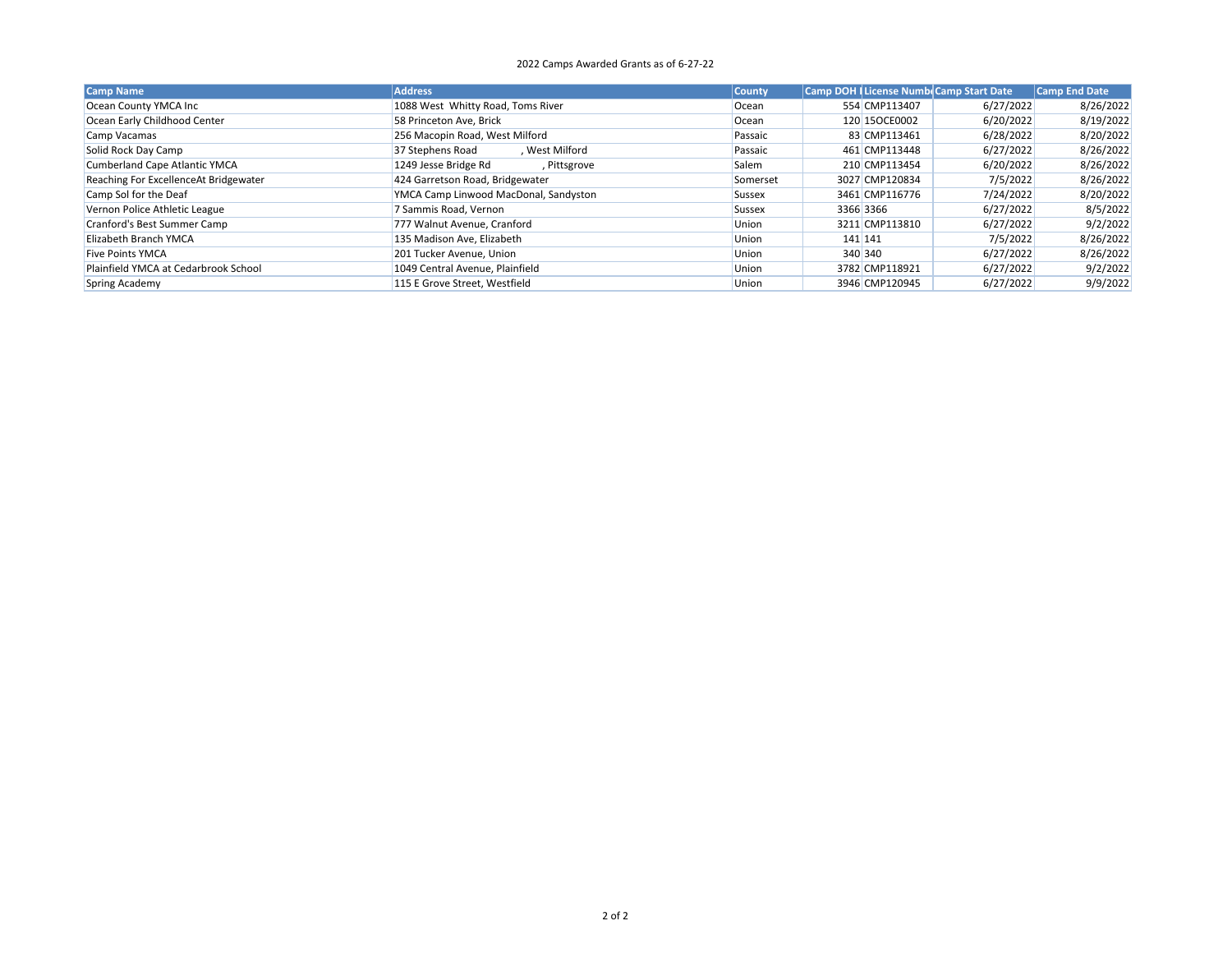2022 Camps Awarded Grants as of 6-27-22

| Camp Name | Address | County | Camp DOH I | License Numb | Camp Start Date | Camp End Date |
|---|---|---|---|---|---|---|
| Ocean County YMCA Inc | 1088 West Whitty Road, Toms River | Ocean | 554 | CMP113407 | 6/27/2022 | 8/26/2022 |
| Ocean Early Childhood Center | 58 Princeton Ave, Brick | Ocean | 120 | 15OCE0002 | 6/20/2022 | 8/19/2022 |
| Camp Vacamas | 256 Macopin Road, West Milford | Passaic | 83 | CMP113461 | 6/28/2022 | 8/20/2022 |
| Solid Rock Day Camp | 37 Stephens Road , West Milford | Passaic | 461 | CMP113448 | 6/27/2022 | 8/26/2022 |
| Cumberland Cape Atlantic YMCA | 1249 Jesse Bridge Rd , Pittsgrove | Salem | 210 | CMP113454 | 6/20/2022 | 8/26/2022 |
| Reaching For ExcellenceAt Bridgewater | 424 Garretson Road, Bridgewater | Somerset | 3027 | CMP120834 | 7/5/2022 | 8/26/2022 |
| Camp Sol for the Deaf | YMCA Camp Linwood MacDonal, Sandyston | Sussex | 3461 | CMP116776 | 7/24/2022 | 8/20/2022 |
| Vernon Police Athletic League | 7 Sammis Road, Vernon | Sussex | 3366 | 3366 | 6/27/2022 | 8/5/2022 |
| Cranford's Best Summer Camp | 777 Walnut Avenue, Cranford | Union | 3211 | CMP113810 | 6/27/2022 | 9/2/2022 |
| Elizabeth Branch YMCA | 135 Madison Ave, Elizabeth | Union | 141 | 141 | 7/5/2022 | 8/26/2022 |
| Five Points YMCA | 201 Tucker Avenue, Union | Union | 340 | 340 | 6/27/2022 | 8/26/2022 |
| Plainfield YMCA at Cedarbrook School | 1049 Central Avenue, Plainfield | Union | 3782 | CMP118921 | 6/27/2022 | 9/2/2022 |
| Spring Academy | 115 E Grove Street, Westfield | Union | 3946 | CMP120945 | 6/27/2022 | 9/9/2022 |